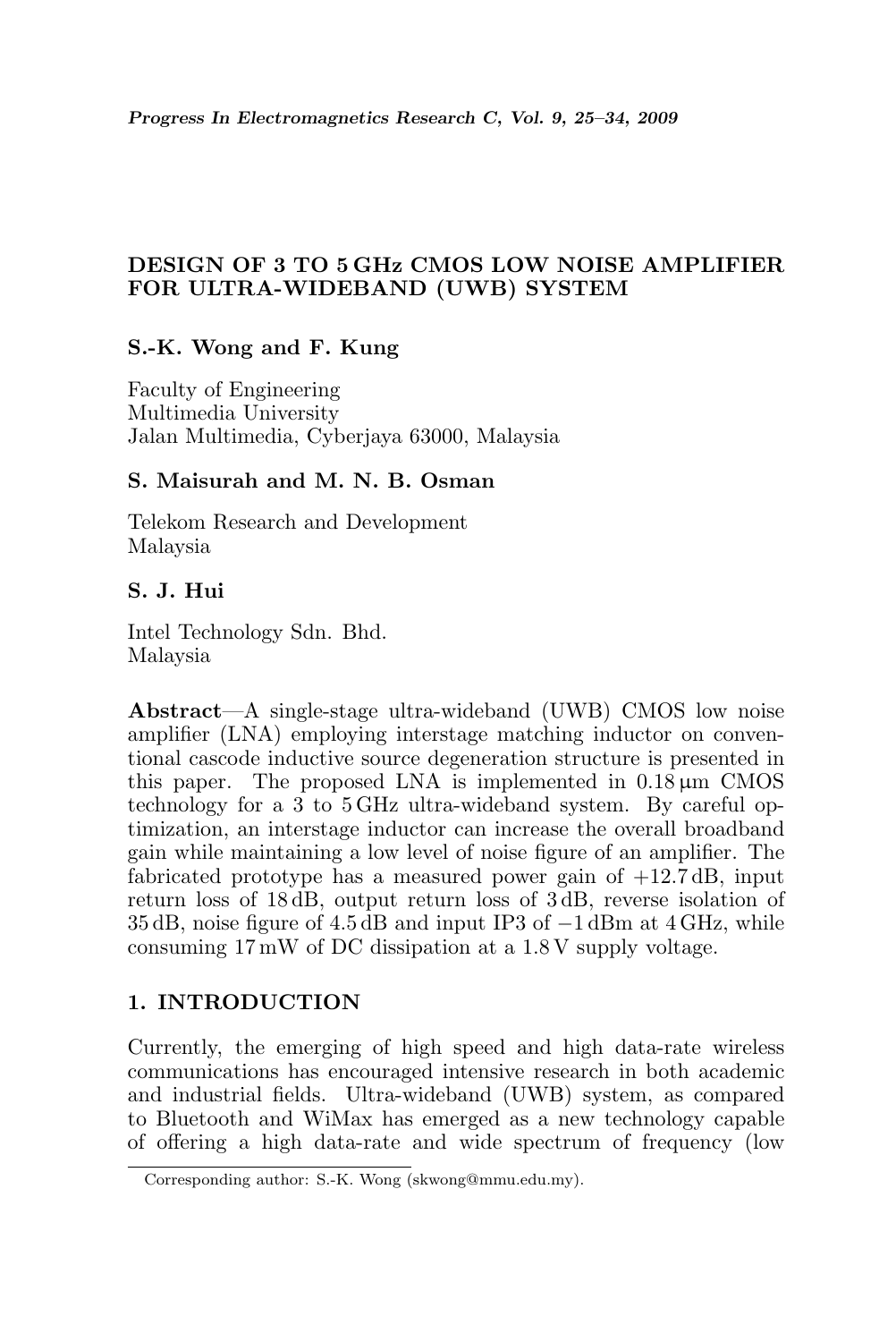# DESIGN OF 3 TO 5 GHz CMOS LOW NOISE AMPLIFIER FOR ULTRA-WIDEBAND (UWB) SYSTEM

**S.-K. Wong and F. Kung**

Faculty of Engineering
Multimedia University
Jalan Multimedia, Cyberjaya 63000, Malaysia

**S. Maisurah and M. N. B. Osman**

Telekom Research and Development
Malaysia

**S. J. Hui**

Intel Technology Sdn. Bhd.
Malaysia

**Abstract**—A single-stage ultra-wideband (UWB) CMOS low noise amplifier (LNA) employing interstage matching inductor on conventional cascode inductive source degeneration structure is presented in this paper. The proposed LNA is implemented in 0.18 µm CMOS technology for a 3 to 5 GHz ultra-wideband system. By careful optimization, an interstage inductor can increase the overall broadband gain while maintaining a low level of noise figure of an amplifier. The fabricated prototype has a measured power gain of +12.7 dB, input return loss of 18 dB, output return loss of 3 dB, reverse isolation of 35 dB, noise figure of 4.5 dB and input IP3 of −1 dBm at 4 GHz, while consuming 17 mW of DC dissipation at a 1.8 V supply voltage.

## 1. INTRODUCTION

Currently, the emerging of high speed and high data-rate wireless communications has encouraged intensive research in both academic and industrial fields. Ultra-wideband (UWB) system, as compared to Bluetooth and WiMax has emerged as a new technology capable of offering a high data-rate and wide spectrum of frequency (low

Corresponding author: S.-K. Wong (skwong@mmu.edu.my).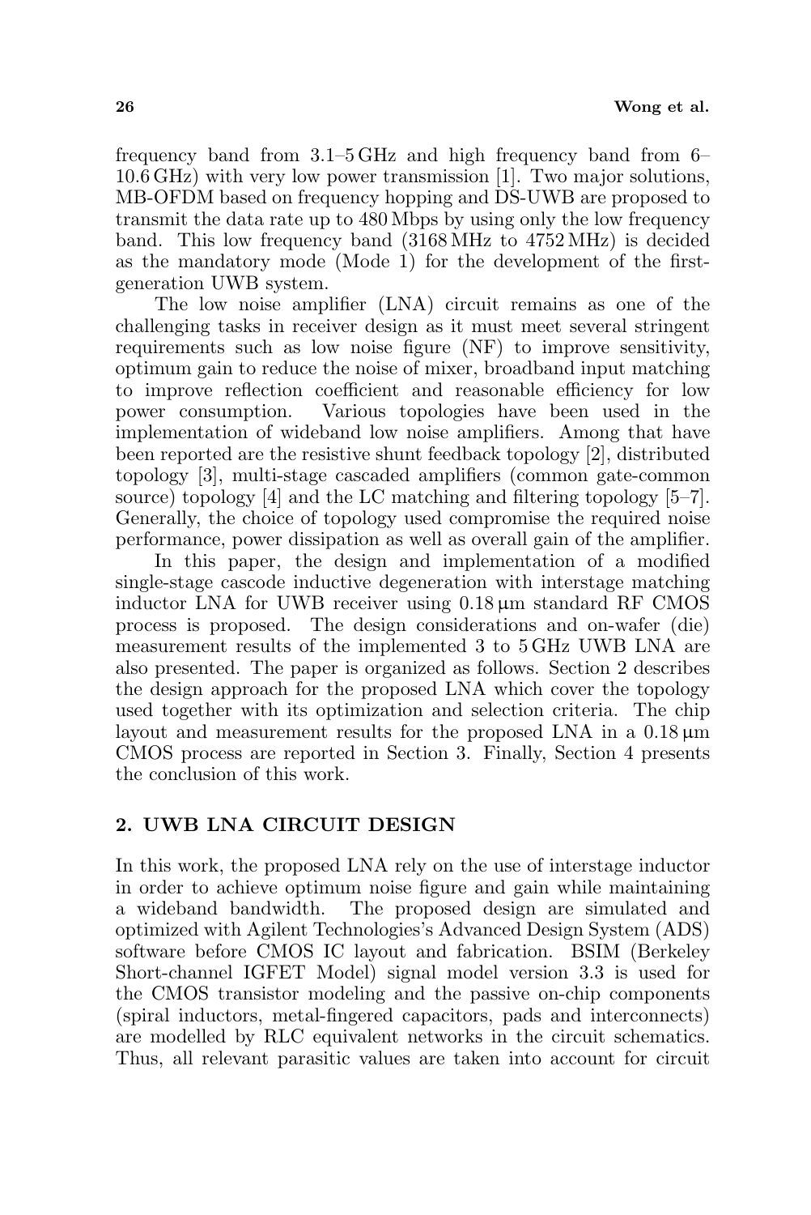frequency band from 3.1–5 GHz and high frequency band from 6–10.6 GHz) with very low power transmission [1]. Two major solutions, MB-OFDM based on frequency hopping and DS-UWB are proposed to transmit the data rate up to 480 Mbps by using only the low frequency band. This low frequency band (3168 MHz to 4752 MHz) is decided as the mandatory mode (Mode 1) for the development of the first-generation UWB system.

The low noise amplifier (LNA) circuit remains as one of the challenging tasks in receiver design as it must meet several stringent requirements such as low noise figure (NF) to improve sensitivity, optimum gain to reduce the noise of mixer, broadband input matching to improve reflection coefficient and reasonable efficiency for low power consumption. Various topologies have been used in the implementation of wideband low noise amplifiers. Among that have been reported are the resistive shunt feedback topology [2], distributed topology [3], multi-stage cascaded amplifiers (common gate-common source) topology [4] and the LC matching and filtering topology [5–7]. Generally, the choice of topology used compromise the required noise performance, power dissipation as well as overall gain of the amplifier.

In this paper, the design and implementation of a modified single-stage cascode inductive degeneration with interstage matching inductor LNA for UWB receiver using 0.18 μm standard RF CMOS process is proposed. The design considerations and on-wafer (die) measurement results of the implemented 3 to 5 GHz UWB LNA are also presented. The paper is organized as follows. Section 2 describes the design approach for the proposed LNA which cover the topology used together with its optimization and selection criteria. The chip layout and measurement results for the proposed LNA in a 0.18 μm CMOS process are reported in Section 3. Finally, Section 4 presents the conclusion of this work.

## 2. UWB LNA CIRCUIT DESIGN

In this work, the proposed LNA rely on the use of interstage inductor in order to achieve optimum noise figure and gain while maintaining a wideband bandwidth. The proposed design are simulated and optimized with Agilent Technologies's Advanced Design System (ADS) software before CMOS IC layout and fabrication. BSIM (Berkeley Short-channel IGFET Model) signal model version 3.3 is used for the CMOS transistor modeling and the passive on-chip components (spiral inductors, metal-fingered capacitors, pads and interconnects) are modelled by RLC equivalent networks in the circuit schematics. Thus, all relevant parasitic values are taken into account for circuit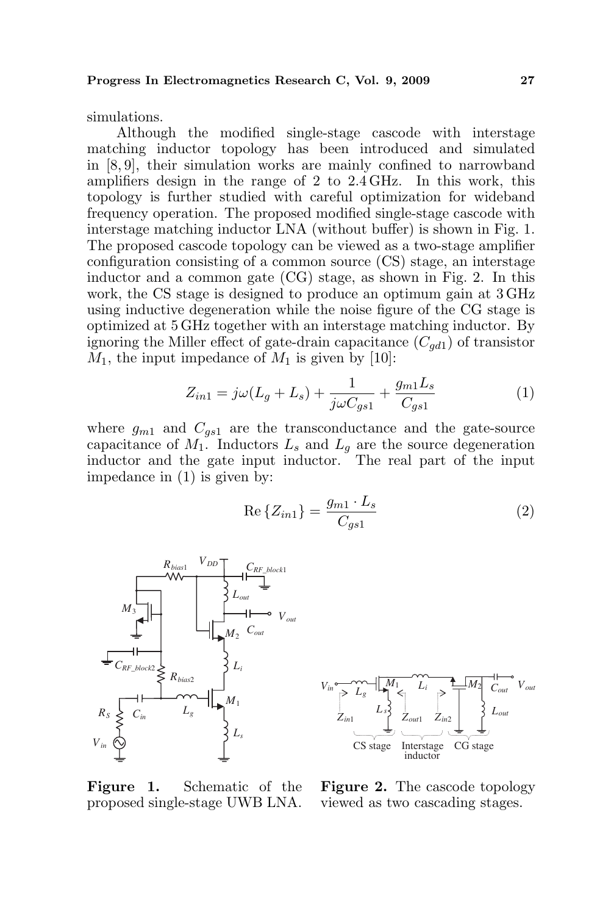simulations.

Although the modified single-stage cascode with interstage matching inductor topology has been introduced and simulated in [8, 9], their simulation works are mainly confined to narrowband amplifiers design in the range of 2 to 2.4 GHz. In this work, this topology is further studied with careful optimization for wideband frequency operation. The proposed modified single-stage cascode with interstage matching inductor LNA (without buffer) is shown in Fig. 1. The proposed cascode topology can be viewed as a two-stage amplifier configuration consisting of a common source (CS) stage, an interstage inductor and a common gate (CG) stage, as shown in Fig. 2. In this work, the CS stage is designed to produce an optimum gain at 3 GHz using inductive degeneration while the noise figure of the CG stage is optimized at 5 GHz together with an interstage matching inductor. By ignoring the Miller effect of gate-drain capacitance ($C_{gd1}$) of transistor $M_1$, the input impedance of $M_1$ is given by [10]:

$$Z_{in1} = j\omega(L_g + L_s) + \frac{1}{j\omega C_{gs1}} + \frac{g_{m1} L_s}{C_{gs1}} \tag{1}$$

where $g_{m1}$ and $C_{gs1}$ are the transconductance and the gate-source capacitance of $M_1$. Inductors $L_s$ and $L_g$ are the source degeneration inductor and the gate input inductor. The real part of the input impedance in (1) is given by:

$$\mathrm{Re}\left\{Z_{in1}\right\} = \frac{g_{m1} \cdot L_s}{C_{gs1}} \tag{2}$$

**Figure 1.** Schematic of the proposed single-stage UWB LNA.

**Figure 2.** The cascode topology viewed as two cascading stages.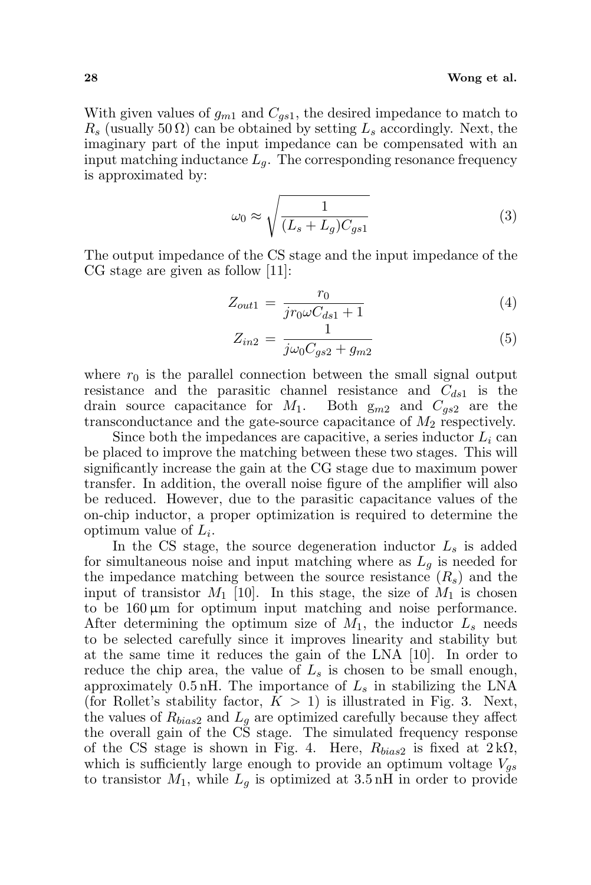With given values of $g_{m1}$ and $C_{gs1}$, the desired impedance to match to $R_s$ (usually $50\,\Omega$) can be obtained by setting $L_s$ accordingly. Next, the imaginary part of the input impedance can be compensated with an input matching inductance $L_g$. The corresponding resonance frequency is approximated by:

$$\omega_0 \approx \sqrt{\frac{1}{(L_s + L_g)C_{gs1}}} \tag{3}$$

The output impedance of the CS stage and the input impedance of the CG stage are given as follow [11]:

$$Z_{out1} = \frac{r_0}{jr_0\omega C_{ds1} + 1} \tag{4}$$

$$Z_{in2} = \frac{1}{j\omega_0 C_{gs2} + g_{m2}} \tag{5}$$

where $r_0$ is the parallel connection between the small signal output resistance and the parasitic channel resistance and $C_{ds1}$ is the drain source capacitance for $M_1$. Both $g_{m2}$ and $C_{gs2}$ are the transconductance and the gate-source capacitance of $M_2$ respectively.

Since both the impedances are capacitive, a series inductor $L_i$ can be placed to improve the matching between these two stages. This will significantly increase the gain at the CG stage due to maximum power transfer. In addition, the overall noise figure of the amplifier will also be reduced. However, due to the parasitic capacitance values of the on-chip inductor, a proper optimization is required to determine the optimum value of $L_i$.

In the CS stage, the source degeneration inductor $L_s$ is added for simultaneous noise and input matching where as $L_g$ is needed for the impedance matching between the source resistance ($R_s$) and the input of transistor $M_1$ [10]. In this stage, the size of $M_1$ is chosen to be $160\,\mu$m for optimum input matching and noise performance. After determining the optimum size of $M_1$, the inductor $L_s$ needs to be selected carefully since it improves linearity and stability but at the same time it reduces the gain of the LNA [10]. In order to reduce the chip area, the value of $L_s$ is chosen to be small enough, approximately 0.5 nH. The importance of $L_s$ in stabilizing the LNA (for Rollet's stability factor, $K > 1$) is illustrated in Fig. 3. Next, the values of $R_{bias2}$ and $L_g$ are optimized carefully because they affect the overall gain of the CS stage. The simulated frequency response of the CS stage is shown in Fig. 4. Here, $R_{bias2}$ is fixed at $2\,\mathrm{k}\Omega$, which is sufficiently large enough to provide an optimum voltage $V_{gs}$ to transistor $M_1$, while $L_g$ is optimized at 3.5 nH in order to provide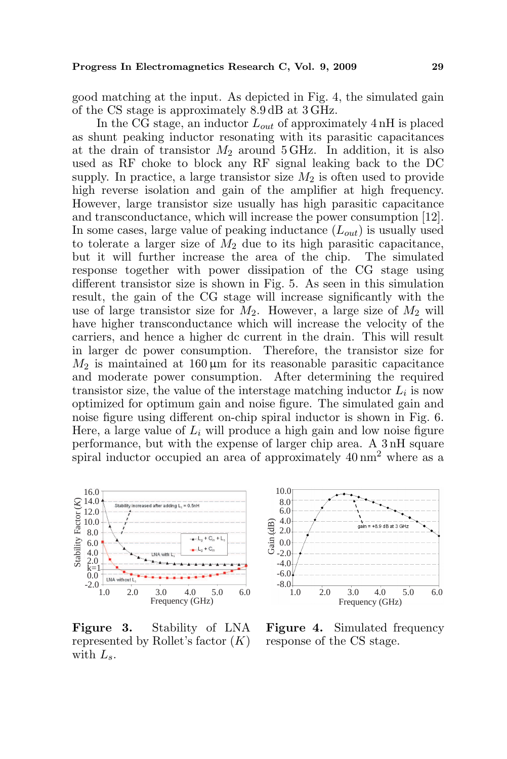good matching at the input. As depicted in Fig. 4, the simulated gain of the CS stage is approximately 8.9 dB at 3 GHz.

In the CG stage, an inductor $L_{out}$ of approximately 4 nH is placed as shunt peaking inductor resonating with its parasitic capacitances at the drain of transistor $M_2$ around 5 GHz. In addition, it is also used as RF choke to block any RF signal leaking back to the DC supply. In practice, a large transistor size $M_2$ is often used to provide high reverse isolation and gain of the amplifier at high frequency. However, large transistor size usually has high parasitic capacitance and transconductance, which will increase the power consumption [12]. In some cases, large value of peaking inductance ($L_{out}$) is usually used to tolerate a larger size of $M_2$ due to its high parasitic capacitance, but it will further increase the area of the chip. The simulated response together with power dissipation of the CG stage using different transistor size is shown in Fig. 5. As seen in this simulation result, the gain of the CG stage will increase significantly with the use of large transistor size for $M_2$. However, a large size of $M_2$ will have higher transconductance which will increase the velocity of the carriers, and hence a higher dc current in the drain. This will result in larger dc power consumption. Therefore, the transistor size for $M_2$ is maintained at 160 µm for its reasonable parasitic capacitance and moderate power consumption. After determining the required transistor size, the value of the interstage matching inductor $L_i$ is now optimized for optimum gain and noise figure. The simulated gain and noise figure using different on-chip spiral inductor is shown in Fig. 6. Here, a large value of $L_i$ will produce a high gain and low noise figure performance, but with the expense of larger chip area. A 3 nH square spiral inductor occupied an area of approximately 40 nm$^2$ where as a

**Figure 3.** Stability of LNA represented by Rollet's factor ($K$) with $L_s$.

**Figure 4.** Simulated frequency response of the CS stage.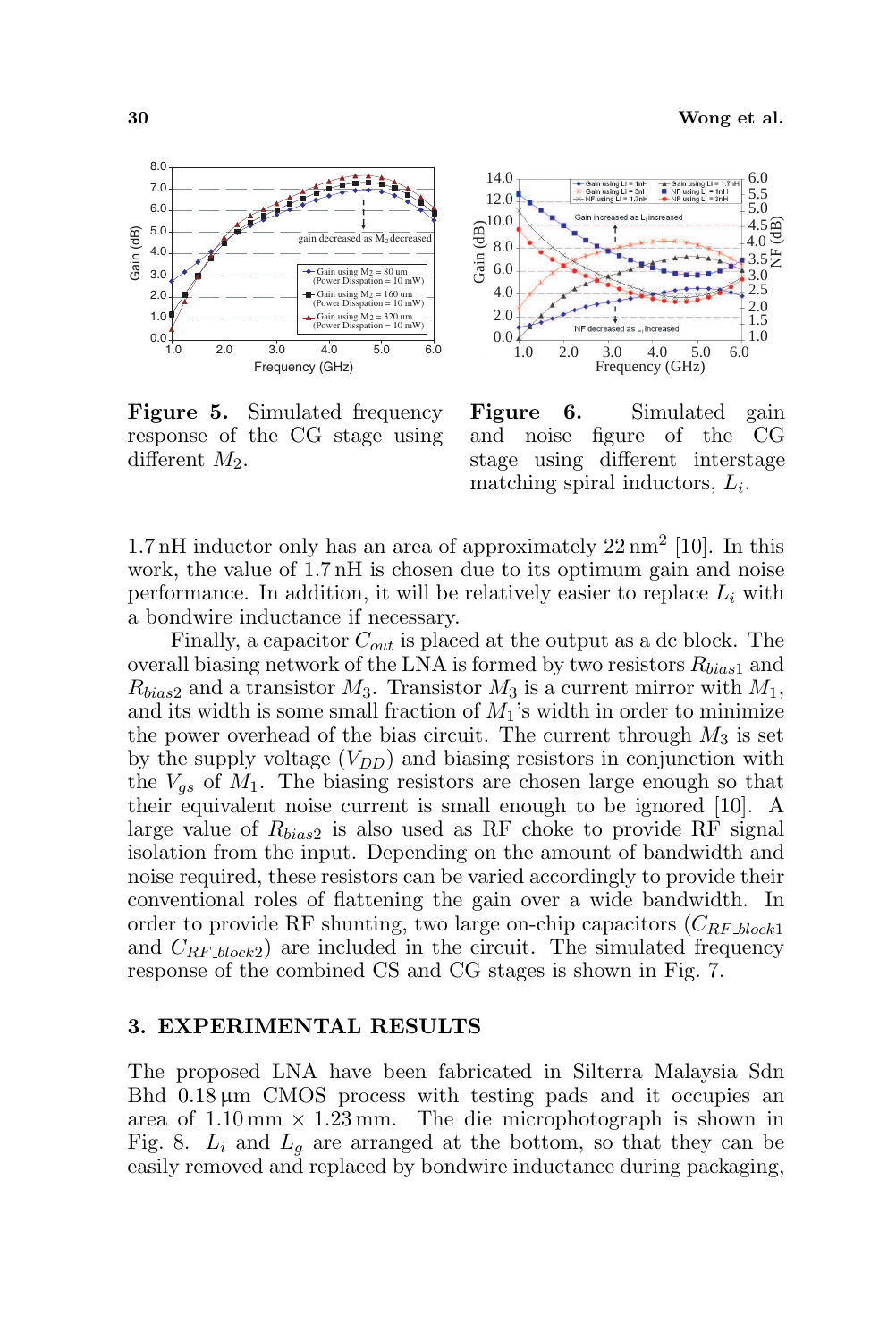**Figure 5.** Simulated frequency response of the CG stage using different $M_2$.

**Figure 6.** Simulated gain and noise figure of the CG stage using different interstage matching spiral inductors, $L_i$.

1.7 nH inductor only has an area of approximately 22 nm$^2$ [10]. In this work, the value of 1.7 nH is chosen due to its optimum gain and noise performance. In addition, it will be relatively easier to replace $L_i$ with a bondwire inductance if necessary.

Finally, a capacitor $C_{out}$ is placed at the output as a dc block. The overall biasing network of the LNA is formed by two resistors $R_{bias1}$ and $R_{bias2}$ and a transistor $M_3$. Transistor $M_3$ is a current mirror with $M_1$, and its width is some small fraction of $M_1$'s width in order to minimize the power overhead of the bias circuit. The current through $M_3$ is set by the supply voltage ($V_{DD}$) and biasing resistors in conjunction with the $V_{gs}$ of $M_1$. The biasing resistors are chosen large enough so that their equivalent noise current is small enough to be ignored [10]. A large value of $R_{bias2}$ is also used as RF choke to provide RF signal isolation from the input. Depending on the amount of bandwidth and noise required, these resistors can be varied accordingly to provide their conventional roles of flattening the gain over a wide bandwidth. In order to provide RF shunting, two large on-chip capacitors ($C_{RF\_block1}$ and $C_{RF\_block2}$) are included in the circuit. The simulated frequency response of the combined CS and CG stages is shown in Fig. 7.

## 3. EXPERIMENTAL RESULTS

The proposed LNA have been fabricated in Silterra Malaysia Sdn Bhd 0.18 µm CMOS process with testing pads and it occupies an area of 1.10 mm × 1.23 mm. The die microphotograph is shown in Fig. 8. $L_i$ and $L_g$ are arranged at the bottom, so that they can be easily removed and replaced by bondwire inductance during packaging,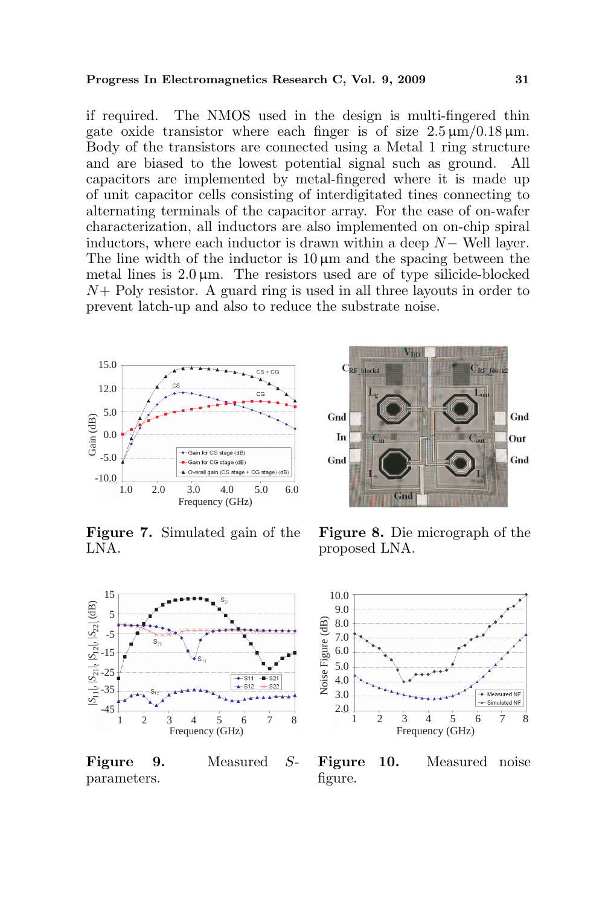if required. The NMOS used in the design is multi-fingered thin gate oxide transistor where each finger is of size $2.5\,\mu\text{m}/0.18\,\mu\text{m}$. Body of the transistors are connected using a Metal 1 ring structure and are biased to the lowest potential signal such as ground. All capacitors are implemented by metal-fingered where it is made up of unit capacitor cells consisting of interdigitated tines connecting to alternating terminals of the capacitor array. For the ease of on-wafer characterization, all inductors are also implemented on on-chip spiral inductors, where each inductor is drawn within a deep $N-$ Well layer. The line width of the inductor is $10\,\mu\text{m}$ and the spacing between the metal lines is $2.0\,\mu\text{m}$. The resistors used are of type silicide-blocked $N+$ Poly resistor. A guard ring is used in all three layouts in order to prevent latch-up and also to reduce the substrate noise.

**Figure 7.** Simulated gain of the LNA.

**Figure 8.** Die micrograph of the proposed LNA.

**Figure 9.** Measured $S$-parameters.

**Figure 10.** Measured noise figure.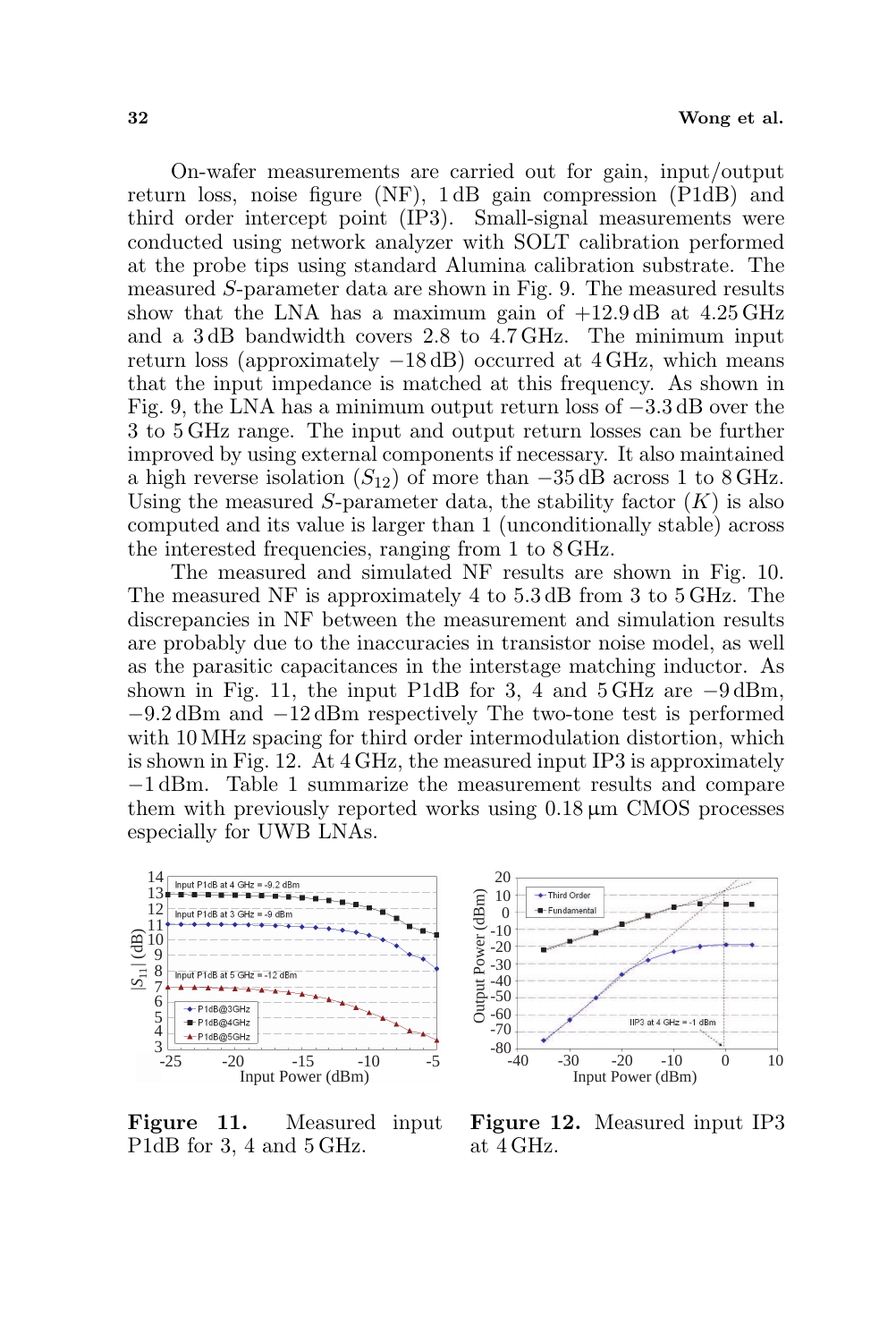On-wafer measurements are carried out for gain, input/output return loss, noise figure (NF), 1 dB gain compression (P1dB) and third order intercept point (IP3). Small-signal measurements were conducted using network analyzer with SOLT calibration performed at the probe tips using standard Alumina calibration substrate. The measured $S$-parameter data are shown in Fig. 9. The measured results show that the LNA has a maximum gain of +12.9 dB at 4.25 GHz and a 3 dB bandwidth covers 2.8 to 4.7 GHz. The minimum input return loss (approximately −18 dB) occurred at 4 GHz, which means that the input impedance is matched at this frequency. As shown in Fig. 9, the LNA has a minimum output return loss of −3.3 dB over the 3 to 5 GHz range. The input and output return losses can be further improved by using external components if necessary. It also maintained a high reverse isolation ($S_{12}$) of more than −35 dB across 1 to 8 GHz. Using the measured $S$-parameter data, the stability factor ($K$) is also computed and its value is larger than 1 (unconditionally stable) across the interested frequencies, ranging from 1 to 8 GHz.

The measured and simulated NF results are shown in Fig. 10. The measured NF is approximately 4 to 5.3 dB from 3 to 5 GHz. The discrepancies in NF between the measurement and simulation results are probably due to the inaccuracies in transistor noise model, as well as the parasitic capacitances in the interstage matching inductor. As shown in Fig. 11, the input P1dB for 3, 4 and 5 GHz are −9 dBm, −9.2 dBm and −12 dBm respectively The two-tone test is performed with 10 MHz spacing for third order intermodulation distortion, which is shown in Fig. 12. At 4 GHz, the measured input IP3 is approximately −1 dBm. Table 1 summarize the measurement results and compare them with previously reported works using 0.18 μm CMOS processes especially for UWB LNAs.

**Figure 11.** Measured input P1dB for 3, 4 and 5 GHz.

**Figure 12.** Measured input IP3 at 4 GHz.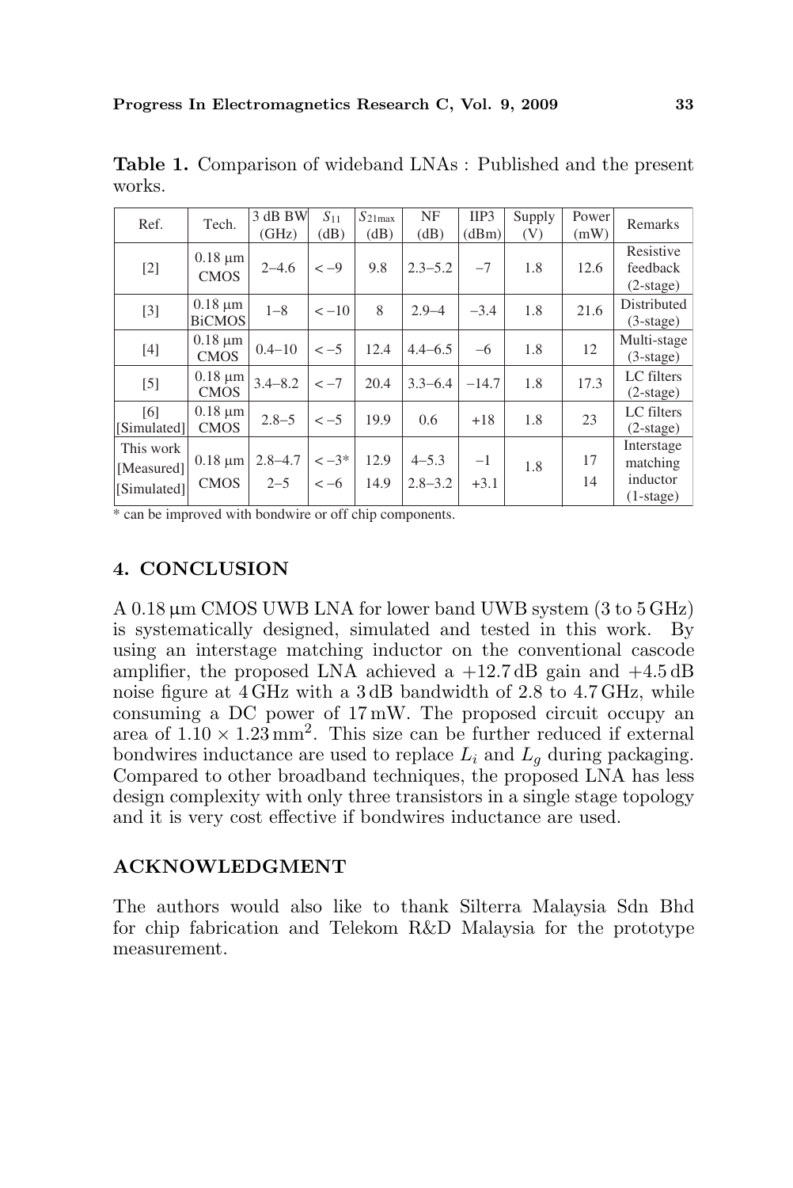**Table 1.** Comparison of wideband LNAs : Published and the present works.

| Ref. | Tech. | 3 dB BW (GHz) | $S_{11}$ (dB) | $S_{21\max}$ (dB) | NF (dB) | IIP3 (dBm) | Supply (V) | Power (mW) | Remarks |
|---|---|---|---|---|---|---|---|---|---|
| [2] | 0.18 µm CMOS | 2–4.6 | < −9 | 9.8 | 2.3–5.2 | −7 | 1.8 | 12.6 | Resistive feedback (2-stage) |
| [3] | 0.18 µm BiCMOS | 1–8 | < −10 | 8 | 2.9–4 | −3.4 | 1.8 | 21.6 | Distributed (3-stage) |
| [4] | 0.18 µm CMOS | 0.4–10 | < −5 | 12.4 | 4.4–6.5 | −6 | 1.8 | 12 | Multi-stage (3-stage) |
| [5] | 0.18 µm CMOS | 3.4–8.2 | < −7 | 20.4 | 3.3–6.4 | −14.7 | 1.8 | 17.3 | LC filters (2-stage) |
| [6] [Simulated] | 0.18 µm CMOS | 2.8–5 | < −5 | 19.9 | 0.6 | +18 | 1.8 | 23 | LC filters (2-stage) |
| This work [Measured] | 0.18 µm CMOS | 2.8–4.7 | < −3* | 12.9 | 4–5.3 | −1 | 1.8 | 17 | Interstage matching inductor (1-stage) |
| [Simulated] | | 2–5 | < −6 | 14.9 | 2.8–3.2 | +3.1 | | 14 | |

\* can be improved with bondwire or off chip components.

## 4. CONCLUSION

A 0.18 µm CMOS UWB LNA for lower band UWB system (3 to 5 GHz) is systematically designed, simulated and tested in this work. By using an interstage matching inductor on the conventional cascode amplifier, the proposed LNA achieved a +12.7 dB gain and +4.5 dB noise figure at 4 GHz with a 3 dB bandwidth of 2.8 to 4.7 GHz, while consuming a DC power of 17 mW. The proposed circuit occupy an area of $1.10 \times 1.23\,\text{mm}^2$. This size can be further reduced if external bondwires inductance are used to replace $L_i$ and $L_g$ during packaging. Compared to other broadband techniques, the proposed LNA has less design complexity with only three transistors in a single stage topology and it is very cost effective if bondwires inductance are used.

## ACKNOWLEDGMENT

The authors would also like to thank Silterra Malaysia Sdn Bhd for chip fabrication and Telekom R&D Malaysia for the prototype measurement.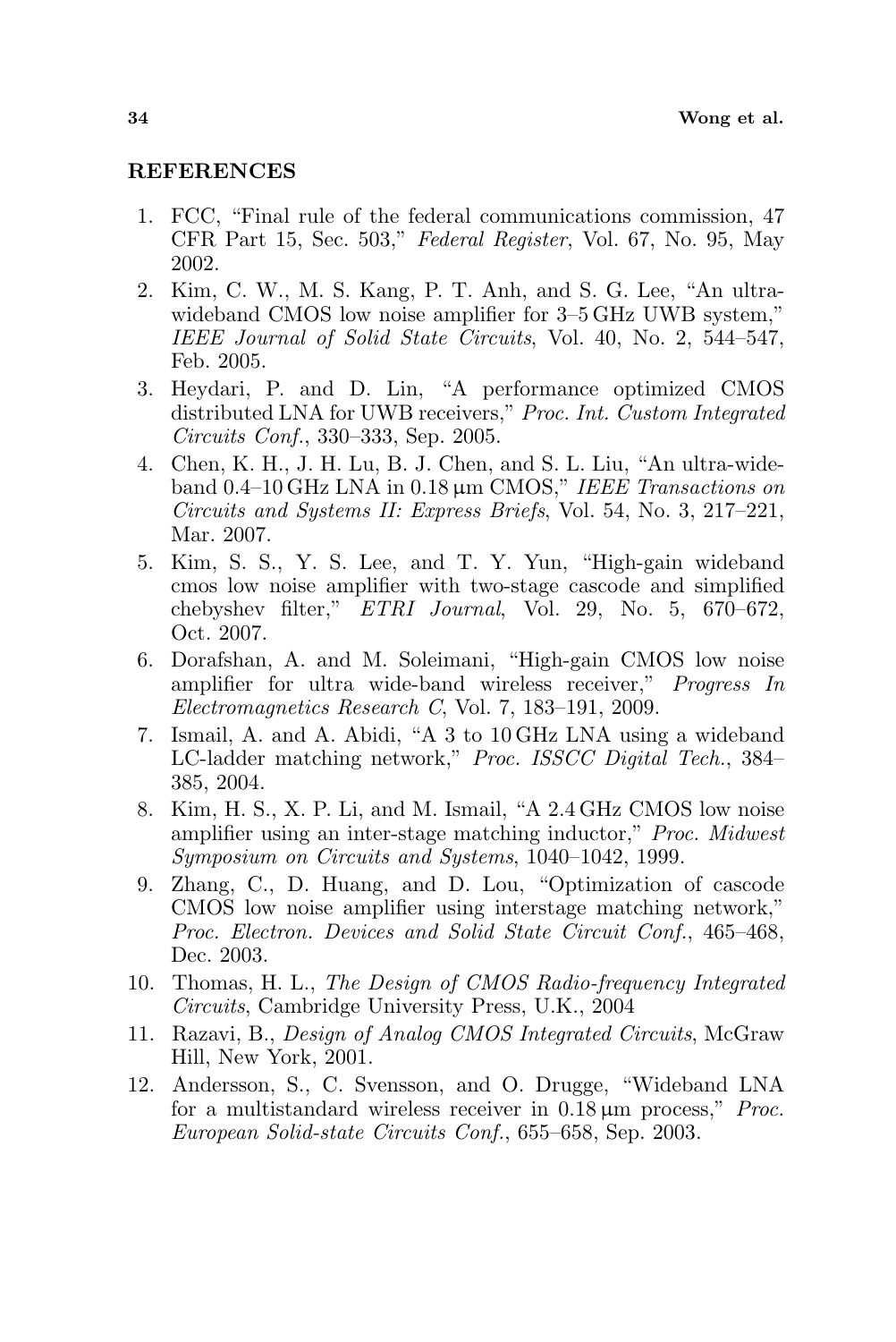## REFERENCES

1. FCC, "Final rule of the federal communications commission, 47 CFR Part 15, Sec. 503," *Federal Register*, Vol. 67, No. 95, May 2002.
2. Kim, C. W., M. S. Kang, P. T. Anh, and S. G. Lee, "An ultra-wideband CMOS low noise amplifier for 3–5 GHz UWB system," *IEEE Journal of Solid State Circuits*, Vol. 40, No. 2, 544–547, Feb. 2005.
3. Heydari, P. and D. Lin, "A performance optimized CMOS distributed LNA for UWB receivers," *Proc. Int. Custom Integrated Circuits Conf.*, 330–333, Sep. 2005.
4. Chen, K. H., J. H. Lu, B. J. Chen, and S. L. Liu, "An ultra-wide-band 0.4–10 GHz LNA in 0.18 μm CMOS," *IEEE Transactions on Circuits and Systems II: Express Briefs*, Vol. 54, No. 3, 217–221, Mar. 2007.
5. Kim, S. S., Y. S. Lee, and T. Y. Yun, "High-gain wideband cmos low noise amplifier with two-stage cascode and simplified chebyshev filter," *ETRI Journal*, Vol. 29, No. 5, 670–672, Oct. 2007.
6. Dorafshan, A. and M. Soleimani, "High-gain CMOS low noise amplifier for ultra wide-band wireless receiver," *Progress In Electromagnetics Research C*, Vol. 7, 183–191, 2009.
7. Ismail, A. and A. Abidi, "A 3 to 10 GHz LNA using a wideband LC-ladder matching network," *Proc. ISSCC Digital Tech.*, 384–385, 2004.
8. Kim, H. S., X. P. Li, and M. Ismail, "A 2.4 GHz CMOS low noise amplifier using an inter-stage matching inductor," *Proc. Midwest Symposium on Circuits and Systems*, 1040–1042, 1999.
9. Zhang, C., D. Huang, and D. Lou, "Optimization of cascode CMOS low noise amplifier using interstage matching network," *Proc. Electron. Devices and Solid State Circuit Conf.*, 465–468, Dec. 2003.
10. Thomas, H. L., *The Design of CMOS Radio-frequency Integrated Circuits*, Cambridge University Press, U.K., 2004
11. Razavi, B., *Design of Analog CMOS Integrated Circuits*, McGraw Hill, New York, 2001.
12. Andersson, S., C. Svensson, and O. Drugge, "Wideband LNA for a multistandard wireless receiver in 0.18 μm process," *Proc. European Solid-state Circuits Conf.*, 655–658, Sep. 2003.